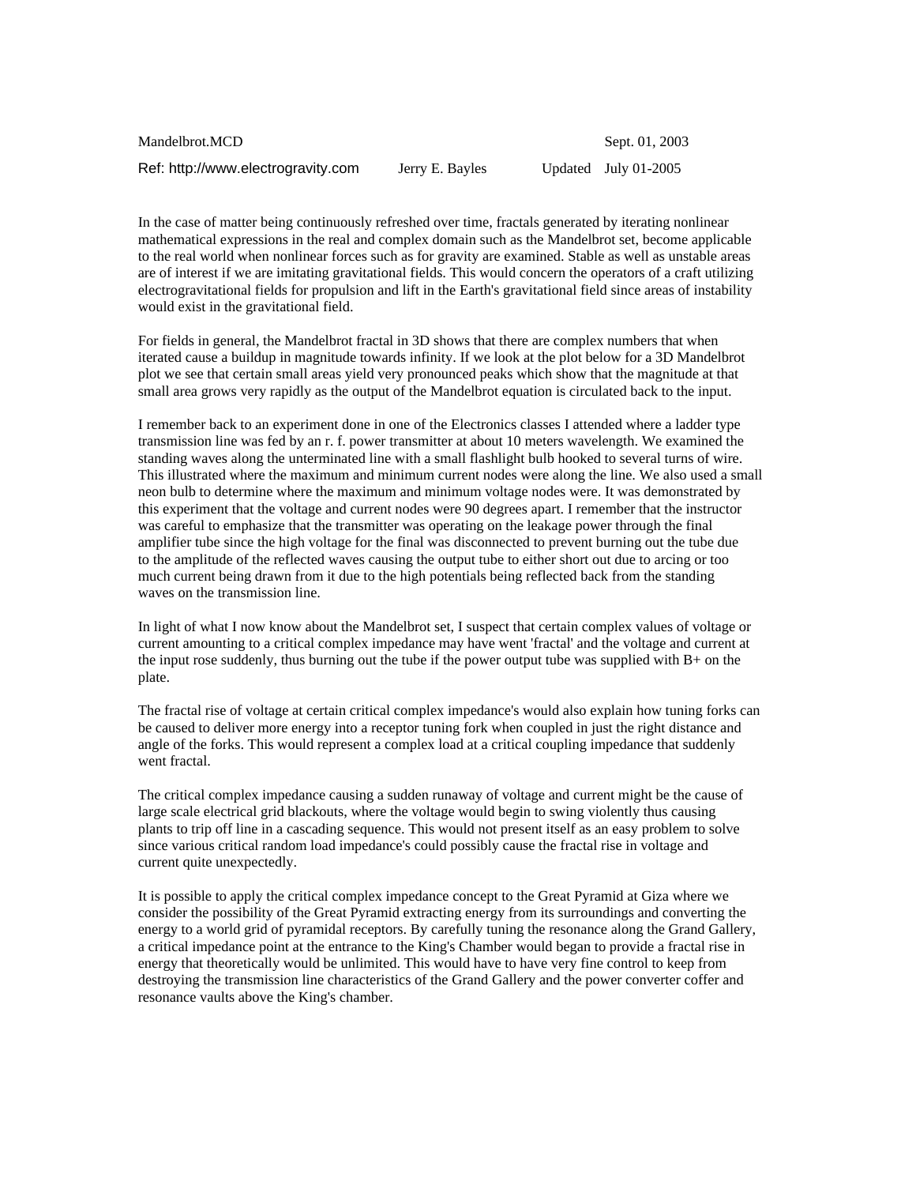Mandelbrot.MCD Sept. 01, 2003

Ref: http://www.electrogravity.com Jerry E. Bayles Updated July 01-2005

In the case of matter being continuously refreshed over time, fractals generated by iterating nonlinear mathematical expressions in the real and complex domain such as the Mandelbrot set, become applicable to the real world when nonlinear forces such as for gravity are examined. Stable as well as unstable areas are of interest if we are imitating gravitational fields. This would concern the operators of a craft utilizing electrogravitational fields for propulsion and lift in the Earth's gravitational field since areas of instability would exist in the gravitational field.

For fields in general, the Mandelbrot fractal in 3D shows that there are complex numbers that when iterated cause a buildup in magnitude towards infinity. If we look at the plot below for a 3D Mandelbrot plot we see that certain small areas yield very pronounced peaks which show that the magnitude at that small area grows very rapidly as the output of the Mandelbrot equation is circulated back to the input.

I remember back to an experiment done in one of the Electronics classes I attended where a ladder type transmission line was fed by an r. f. power transmitter at about 10 meters wavelength. We examined the standing waves along the unterminated line with a small flashlight bulb hooked to several turns of wire. This illustrated where the maximum and minimum current nodes were along the line. We also used a small neon bulb to determine where the maximum and minimum voltage nodes were. It was demonstrated by this experiment that the voltage and current nodes were 90 degrees apart. I remember that the instructor was careful to emphasize that the transmitter was operating on the leakage power through the final amplifier tube since the high voltage for the final was disconnected to prevent burning out the tube due to the amplitude of the reflected waves causing the output tube to either short out due to arcing or too much current being drawn from it due to the high potentials being reflected back from the standing waves on the transmission line.

In light of what I now know about the Mandelbrot set, I suspect that certain complex values of voltage or current amounting to a critical complex impedance may have went 'fractal' and the voltage and current at the input rose suddenly, thus burning out the tube if the power output tube was supplied with B+ on the plate.

The fractal rise of voltage at certain critical complex impedance's would also explain how tuning forks can be caused to deliver more energy into a receptor tuning fork when coupled in just the right distance and angle of the forks. This would represent a complex load at a critical coupling impedance that suddenly went fractal.

The critical complex impedance causing a sudden runaway of voltage and current might be the cause of large scale electrical grid blackouts, where the voltage would begin to swing violently thus causing plants to trip off line in a cascading sequence. This would not present itself as an easy problem to solve since various critical random load impedance's could possibly cause the fractal rise in voltage and current quite unexpectedly.

It is possible to apply the critical complex impedance concept to the Great Pyramid at Giza where we consider the possibility of the Great Pyramid extracting energy from its surroundings and converting the energy to a world grid of pyramidal receptors. By carefully tuning the resonance along the Grand Gallery, a critical impedance point at the entrance to the King's Chamber would began to provide a fractal rise in energy that theoretically would be unlimited. This would have to have very fine control to keep from destroying the transmission line characteristics of the Grand Gallery and the power converter coffer and resonance vaults above the King's chamber.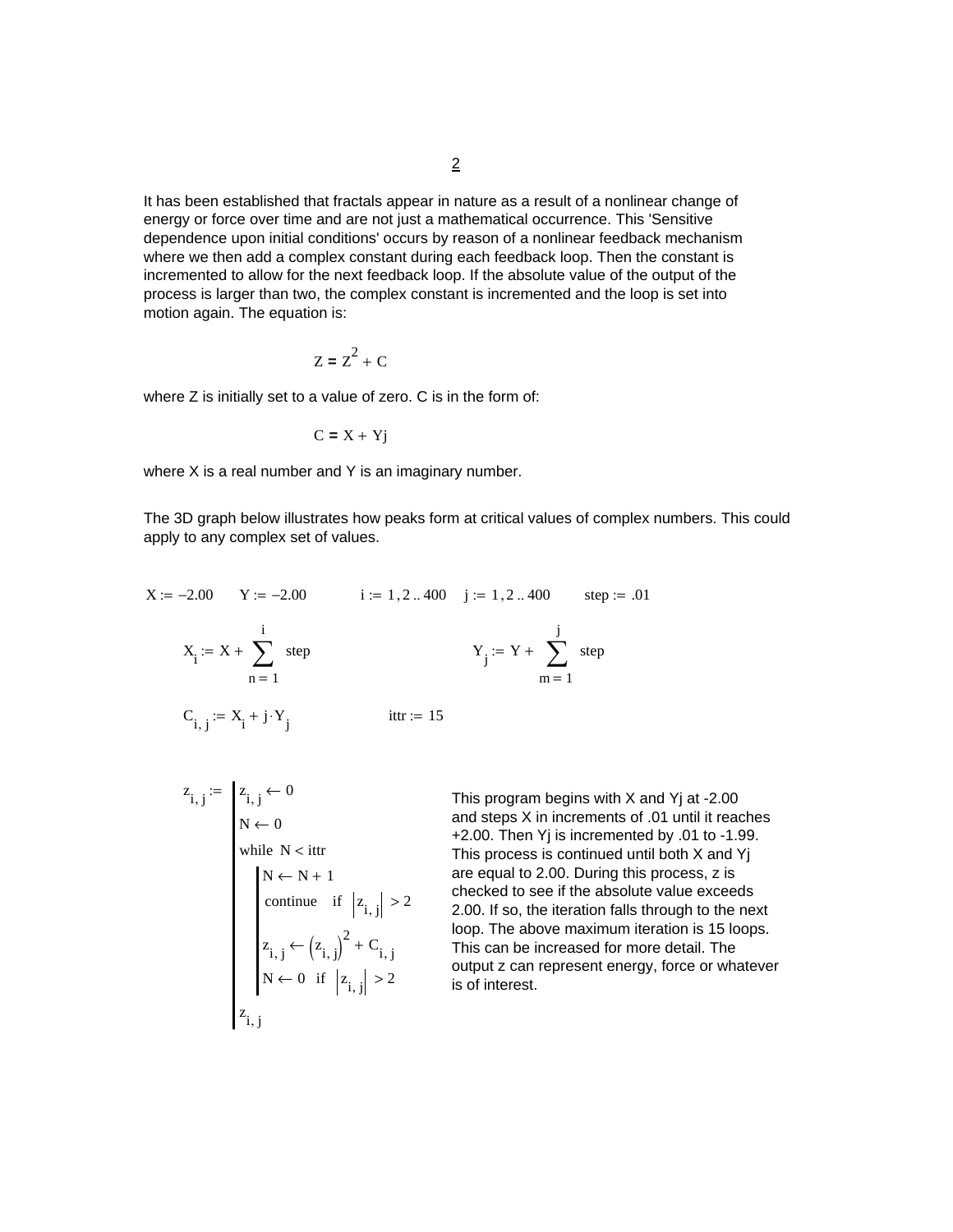It has been established that fractals appear in nature as a result of a nonlinear change of energy or force over time and are not just a mathematical occurrence. This 'Sensitive dependence upon initial conditions' occurs by reason of a nonlinear feedback mechanism where we then add a complex constant during each feedback loop. Then the constant is incremented to allow for the next feedback loop. If the absolute value of the output of the process is larger than two, the complex constant is incremented and the loop is set into motion again. The equation is:

$$Z = Z^2 + C$$

where Z is initially set to a value of zero. C is in the form of:

$$C = X + Yj$$

where X is a real number and Y is an imaginary number.

The 3D graph below illustrates how peaks form at critical values of complex numbers. This could apply to any complex set of values.

$X := -2.00 \qquad Y := -2.00 \qquad i := 1, 2 .. 400 \quad j := 1, 2 .. 400 \qquad step := .01$

$$X_i := X + \sum_{n=1}^{i} step \qquad\qquad Y_j := Y + \sum_{m=1}^{j} step$$

$$C_{i,j} := X_i + j \cdot Y_j \qquad\qquad ittr := 15$$

$$
z_{i,j} := \left|
\begin{array}{l}
z_{i,j} \leftarrow 0 \\
N \leftarrow 0 \\
\text{while } N < ittr \\
\quad \left|
\begin{array}{l}
N \leftarrow N + 1 \\
\text{continue} \quad \text{if } \left|z_{i,j}\right| > 2 \\
z_{i,j} \leftarrow \left(z_{i,j}\right)^2 + C_{i,j} \\
N \leftarrow 0 \quad \text{if } \left|z_{i,j}\right| > 2
\end{array}
\right. \\
z_{i,j}
\end{array}
\right.
$$

This program begins with X and Yj at -2.00 and steps X in increments of .01 until it reaches +2.00. Then Yj is incremented by .01 to -1.99. This process is continued until both X and Yj are equal to 2.00. During this process, z is checked to see if the absolute value exceeds 2.00. If so, the iteration falls through to the next loop. The above maximum iteration is 15 loops. This can be increased for more detail. The output z can represent energy, force or whatever is of interest.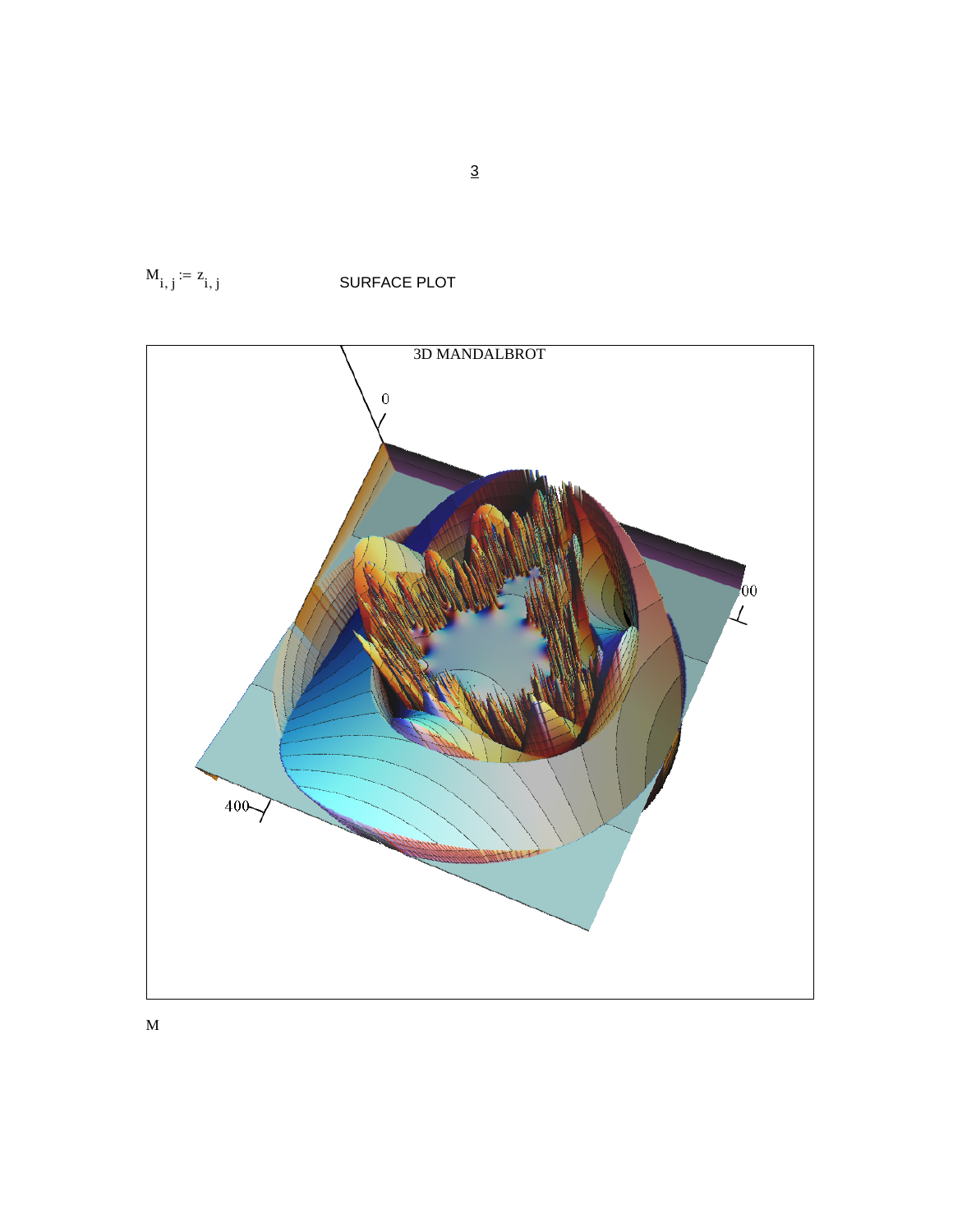$M_{i,\,j} := z_{i,\,j}$ SURFACE PLOT

3D MANDALBROT

0

00

400

M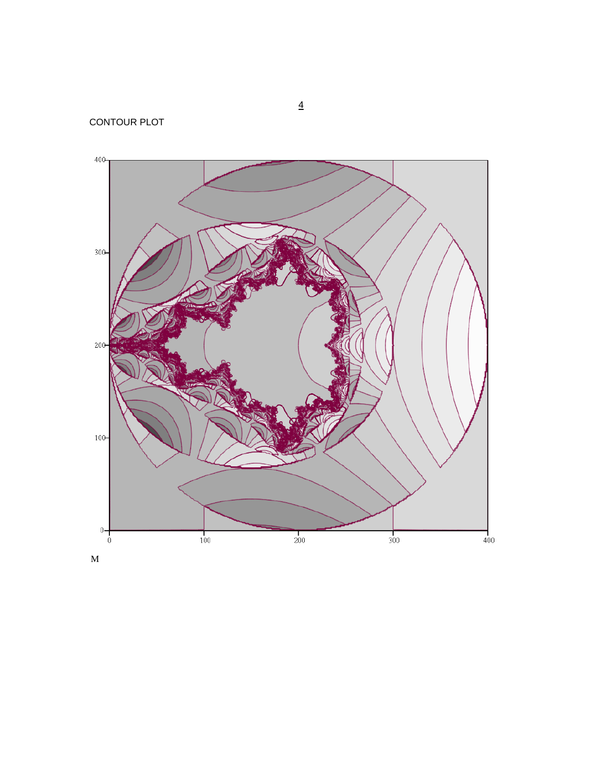CONTOUR PLOT

400

300

200

100

0

0

100

200

300

400

M